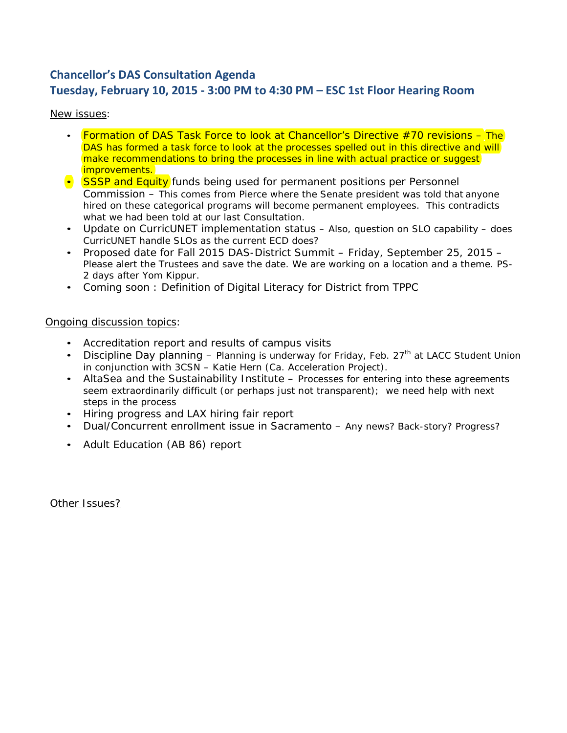## Chancellor's DAS Consultation Agenda
## Tuesday, February 10, 2015 - 3:00 PM to 4:30 PM – ESC 1st Floor Hearing Room

New issues:

- Formation of DAS Task Force to look at Chancellor's Directive #70 revisions – The DAS has formed a task force to look at the processes spelled out in this directive and will make recommendations to bring the processes in line with actual practice or suggest improvements.
- SSSP and Equity funds being used for permanent positions per Personnel Commission – This comes from Pierce where the Senate president was told that anyone hired on these categorical programs will become permanent employees. This contradicts what we had been told at our last Consultation.
- Update on CurricUNET implementation status – Also, question on SLO capability – does CurricUNET handle SLOs as the current ECD does?
- Proposed date for Fall 2015 DAS-District Summit – Friday, September 25, 2015 – Please alert the Trustees and save the date. We are working on a location and a theme. PS-2 days after Yom Kippur.
- Coming soon : Definition of Digital Literacy for District from TPPC

Ongoing discussion topics:

- Accreditation report and results of campus visits
- Discipline Day planning – Planning is underway for Friday, Feb. 27th at LACC Student Union in conjunction with 3CSN – Katie Hern (Ca. Acceleration Project).
- AltaSea and the Sustainability Institute – Processes for entering into these agreements seem extraordinarily difficult (or perhaps just not transparent); we need help with next steps in the process
- Hiring progress and LAX hiring fair report
- Dual/Concurrent enrollment issue in Sacramento – Any news? Back-story? Progress?
- Adult Education (AB 86) report

Other Issues?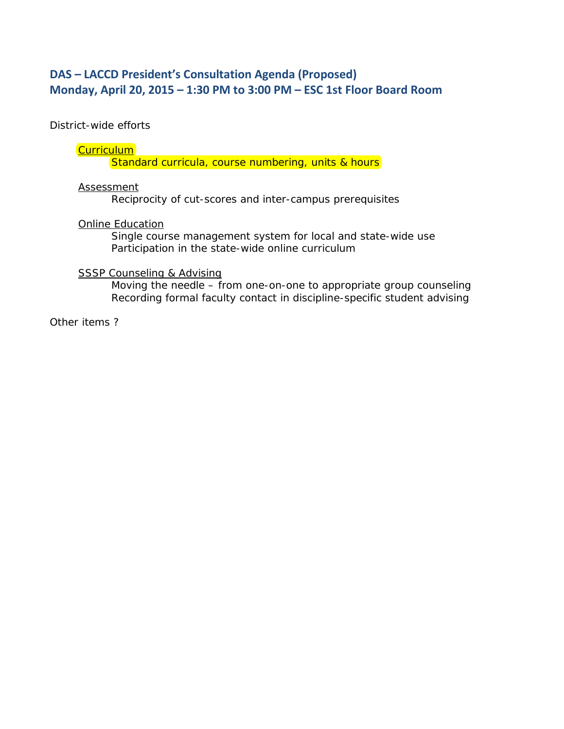## DAS – LACCD President's Consultation Agenda (Proposed)
## Monday, April 20, 2015 – 1:30 PM to 3:00 PM – ESC 1st Floor Board Room

District-wide efforts

Curriculum
- Standard curricula, course numbering, units & hours

Assessment
- Reciprocity of cut-scores and inter-campus prerequisites

Online Education
- Single course management system for local and state-wide use
- Participation in the state-wide online curriculum

SSSP Counseling & Advising
- Moving the needle – from one-on-one to appropriate group counseling
- Recording formal faculty contact in discipline-specific student advising

Other items ?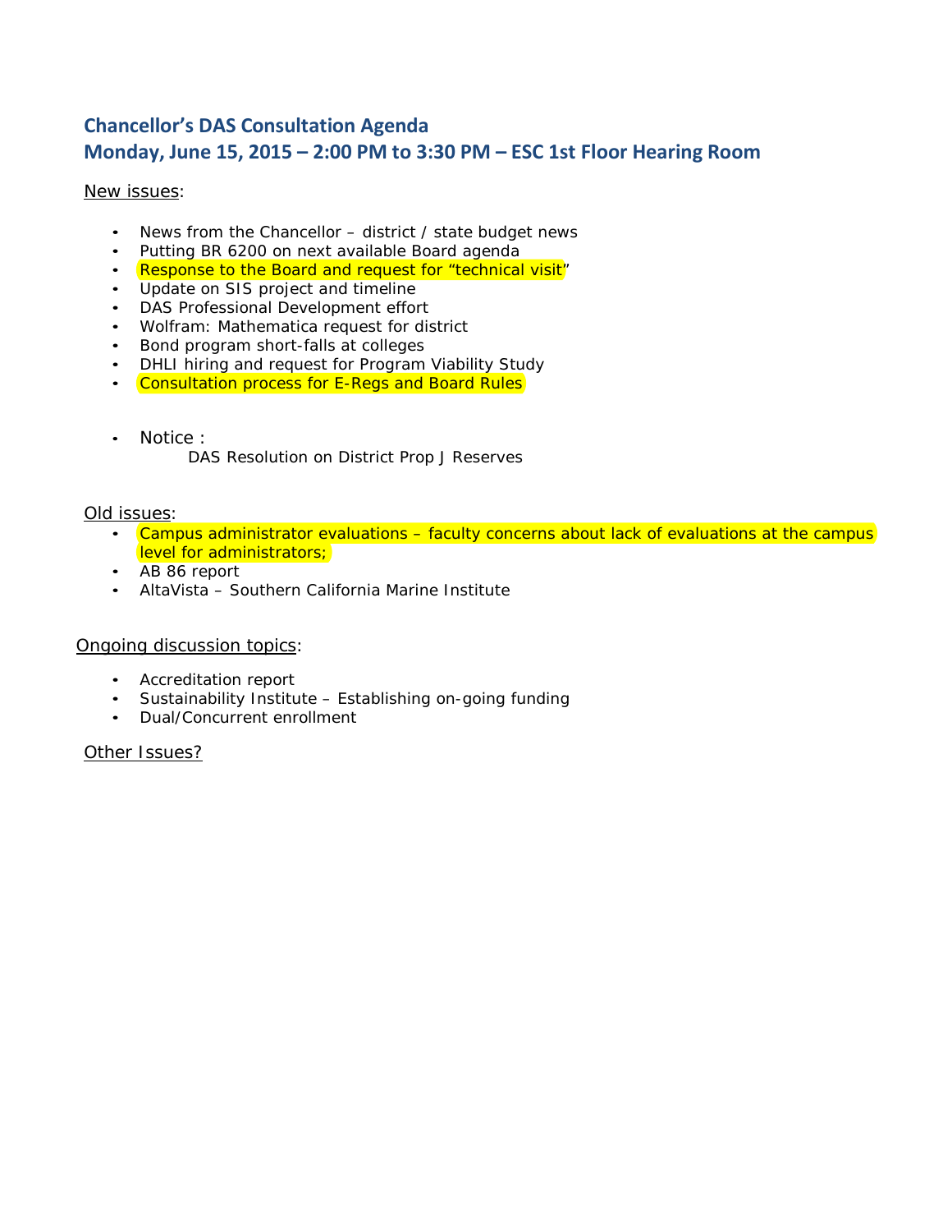## Chancellor's DAS Consultation Agenda
## Monday, June 15, 2015 – 2:00 PM to 3:30 PM – ESC 1st Floor Hearing Room

New issues:

- News from the Chancellor – district / state budget news
- Putting BR 6200 on next available Board agenda
- Response to the Board and request for "technical visit"
- Update on SIS project and timeline
- DAS Professional Development effort
- Wolfram: Mathematica request for district
- Bond program short-falls at colleges
- DHLI hiring and request for Program Viability Study
- Consultation process for E-Regs and Board Rules

- Notice :
  DAS Resolution on District Prop J Reserves

Old issues:

- Campus administrator evaluations – faculty concerns about lack of evaluations at the campus level for administrators;
- AB 86 report
- AltaVista – Southern California Marine Institute

Ongoing discussion topics:

- Accreditation report
- Sustainability Institute – Establishing on-going funding
- Dual/Concurrent enrollment

Other Issues?